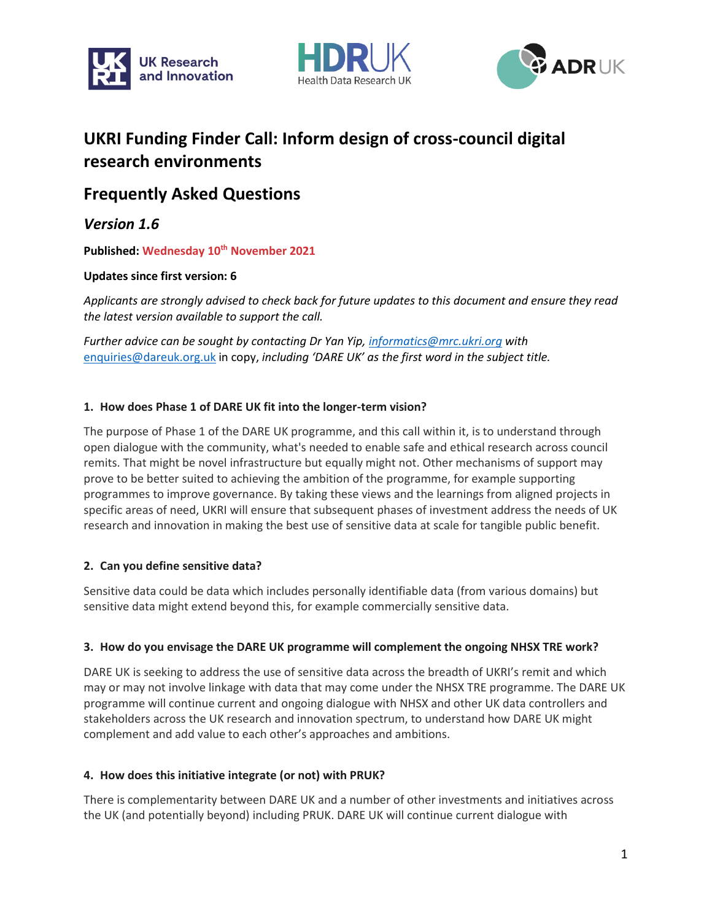# UKRI Funding Finder Call: Inform design of cross-council digital research environments

## Frequently Asked Questions

### *Version 1.6*

**Published: Wednesday 10th November 2021**

**Updates since first version: 6**

*Applicants are strongly advised to check back for future updates to this document and ensure they read the latest version available to support the call.*

*Further advice can be sought by contacting Dr Yan Yip, informatics@mrc.ukri.org with* enquiries@dareuk.org.uk in copy, *including 'DARE UK' as the first word in the subject title.*

**1. How does Phase 1 of DARE UK fit into the longer-term vision?**

The purpose of Phase 1 of the DARE UK programme, and this call within it, is to understand through open dialogue with the community, what's needed to enable safe and ethical research across council remits. That might be novel infrastructure but equally might not. Other mechanisms of support may prove to be better suited to achieving the ambition of the programme, for example supporting programmes to improve governance. By taking these views and the learnings from aligned projects in specific areas of need, UKRI will ensure that subsequent phases of investment address the needs of UK research and innovation in making the best use of sensitive data at scale for tangible public benefit.

**2. Can you define sensitive data?**

Sensitive data could be data which includes personally identifiable data (from various domains) but sensitive data might extend beyond this, for example commercially sensitive data.

**3. How do you envisage the DARE UK programme will complement the ongoing NHSX TRE work?**

DARE UK is seeking to address the use of sensitive data across the breadth of UKRI's remit and which may or may not involve linkage with data that may come under the NHSX TRE programme. The DARE UK programme will continue current and ongoing dialogue with NHSX and other UK data controllers and stakeholders across the UK research and innovation spectrum, to understand how DARE UK might complement and add value to each other's approaches and ambitions.

**4. How does this initiative integrate (or not) with PRUK?**

There is complementarity between DARE UK and a number of other investments and initiatives across the UK (and potentially beyond) including PRUK. DARE UK will continue current dialogue with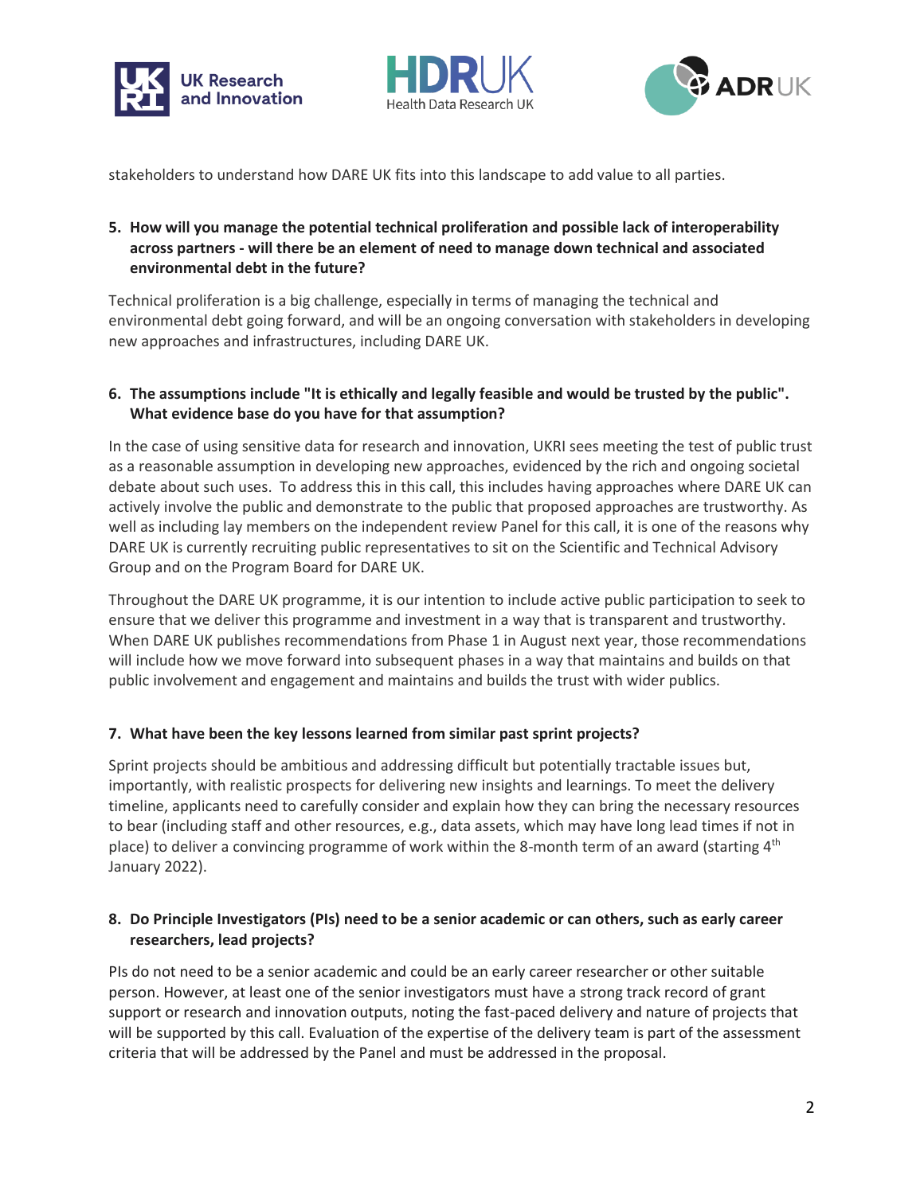stakeholders to understand how DARE UK fits into this landscape to add value to all parties.

**5. How will you manage the potential technical proliferation and possible lack of interoperability across partners - will there be an element of need to manage down technical and associated environmental debt in the future?**

Technical proliferation is a big challenge, especially in terms of managing the technical and environmental debt going forward, and will be an ongoing conversation with stakeholders in developing new approaches and infrastructures, including DARE UK.

**6. The assumptions include "It is ethically and legally feasible and would be trusted by the public". What evidence base do you have for that assumption?**

In the case of using sensitive data for research and innovation, UKRI sees meeting the test of public trust as a reasonable assumption in developing new approaches, evidenced by the rich and ongoing societal debate about such uses. To address this in this call, this includes having approaches where DARE UK can actively involve the public and demonstrate to the public that proposed approaches are trustworthy. As well as including lay members on the independent review Panel for this call, it is one of the reasons why DARE UK is currently recruiting public representatives to sit on the Scientific and Technical Advisory Group and on the Program Board for DARE UK.

Throughout the DARE UK programme, it is our intention to include active public participation to seek to ensure that we deliver this programme and investment in a way that is transparent and trustworthy. When DARE UK publishes recommendations from Phase 1 in August next year, those recommendations will include how we move forward into subsequent phases in a way that maintains and builds on that public involvement and engagement and maintains and builds the trust with wider publics.

**7. What have been the key lessons learned from similar past sprint projects?**

Sprint projects should be ambitious and addressing difficult but potentially tractable issues but, importantly, with realistic prospects for delivering new insights and learnings. To meet the delivery timeline, applicants need to carefully consider and explain how they can bring the necessary resources to bear (including staff and other resources, e.g., data assets, which may have long lead times if not in place) to deliver a convincing programme of work within the 8-month term of an award (starting 4th January 2022).

**8. Do Principle Investigators (PIs) need to be a senior academic or can others, such as early career researchers, lead projects?**

PIs do not need to be a senior academic and could be an early career researcher or other suitable person. However, at least one of the senior investigators must have a strong track record of grant support or research and innovation outputs, noting the fast-paced delivery and nature of projects that will be supported by this call. Evaluation of the expertise of the delivery team is part of the assessment criteria that will be addressed by the Panel and must be addressed in the proposal.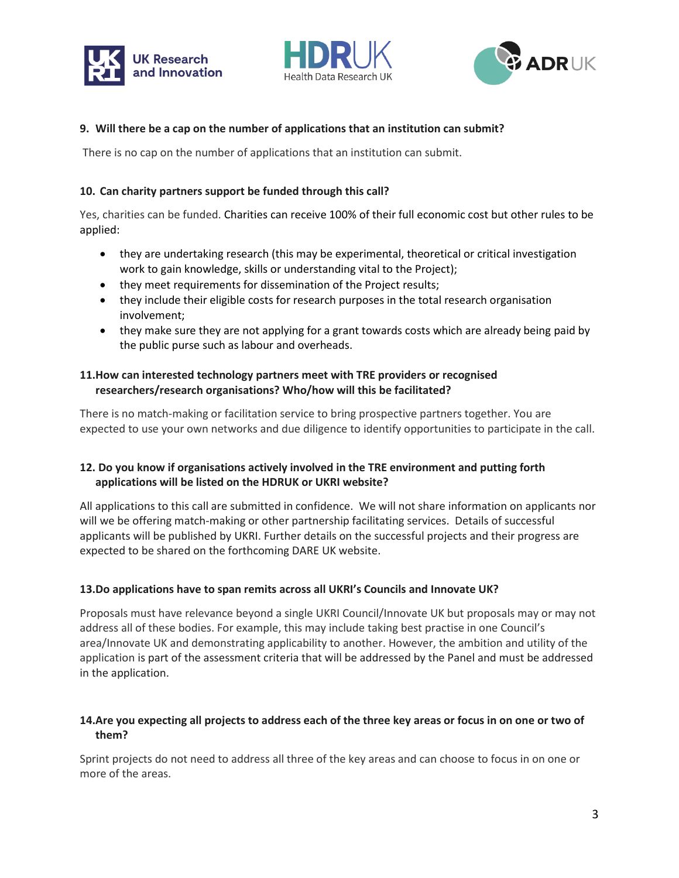**9. Will there be a cap on the number of applications that an institution can submit?**

There is no cap on the number of applications that an institution can submit.

**10. Can charity partners support be funded through this call?**

Yes, charities can be funded. Charities can receive 100% of their full economic cost but other rules to be applied:

- they are undertaking research (this may be experimental, theoretical or critical investigation work to gain knowledge, skills or understanding vital to the Project);
- they meet requirements for dissemination of the Project results;
- they include their eligible costs for research purposes in the total research organisation involvement;
- they make sure they are not applying for a grant towards costs which are already being paid by the public purse such as labour and overheads.

**11. How can interested technology partners meet with TRE providers or recognised researchers/research organisations? Who/how will this be facilitated?**

There is no match-making or facilitation service to bring prospective partners together. You are expected to use your own networks and due diligence to identify opportunities to participate in the call.

**12. Do you know if organisations actively involved in the TRE environment and putting forth applications will be listed on the HDRUK or UKRI website?**

All applications to this call are submitted in confidence. We will not share information on applicants nor will we be offering match-making or other partnership facilitating services. Details of successful applicants will be published by UKRI. Further details on the successful projects and their progress are expected to be shared on the forthcoming DARE UK website.

**13. Do applications have to span remits across all UKRI's Councils and Innovate UK?**

Proposals must have relevance beyond a single UKRI Council/Innovate UK but proposals may or may not address all of these bodies. For example, this may include taking best practise in one Council's area/Innovate UK and demonstrating applicability to another. However, the ambition and utility of the application is part of the assessment criteria that will be addressed by the Panel and must be addressed in the application.

**14. Are you expecting all projects to address each of the three key areas or focus in on one or two of them?**

Sprint projects do not need to address all three of the key areas and can choose to focus in on one or more of the areas.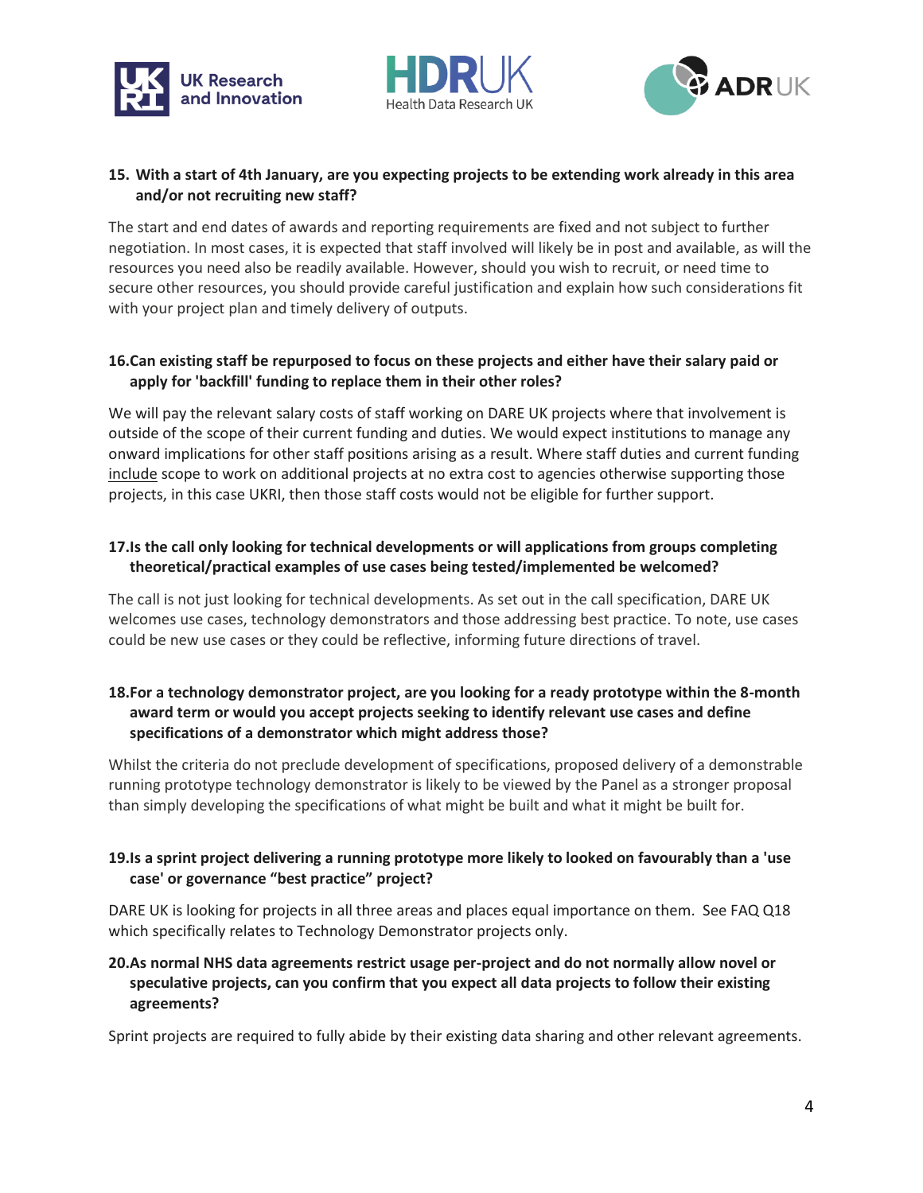**15. With a start of 4th January, are you expecting projects to be extending work already in this area and/or not recruiting new staff?**

The start and end dates of awards and reporting requirements are fixed and not subject to further negotiation. In most cases, it is expected that staff involved will likely be in post and available, as will the resources you need also be readily available. However, should you wish to recruit, or need time to secure other resources, you should provide careful justification and explain how such considerations fit with your project plan and timely delivery of outputs.

**16. Can existing staff be repurposed to focus on these projects and either have their salary paid or apply for 'backfill' funding to replace them in their other roles?**

We will pay the relevant salary costs of staff working on DARE UK projects where that involvement is outside of the scope of their current funding and duties. We would expect institutions to manage any onward implications for other staff positions arising as a result. Where staff duties and current funding <u>include</u> scope to work on additional projects at no extra cost to agencies otherwise supporting those projects, in this case UKRI, then those staff costs would not be eligible for further support.

**17. Is the call only looking for technical developments or will applications from groups completing theoretical/practical examples of use cases being tested/implemented be welcomed?**

The call is not just looking for technical developments. As set out in the call specification, DARE UK welcomes use cases, technology demonstrators and those addressing best practice. To note, use cases could be new use cases or they could be reflective, informing future directions of travel.

**18. For a technology demonstrator project, are you looking for a ready prototype within the 8-month award term or would you accept projects seeking to identify relevant use cases and define specifications of a demonstrator which might address those?**

Whilst the criteria do not preclude development of specifications, proposed delivery of a demonstrable running prototype technology demonstrator is likely to be viewed by the Panel as a stronger proposal than simply developing the specifications of what might be built and what it might be built for.

**19. Is a sprint project delivering a running prototype more likely to looked on favourably than a 'use case' or governance "best practice" project?**

DARE UK is looking for projects in all three areas and places equal importance on them. See FAQ Q18 which specifically relates to Technology Demonstrator projects only.

**20. As normal NHS data agreements restrict usage per-project and do not normally allow novel or speculative projects, can you confirm that you expect all data projects to follow their existing agreements?**

Sprint projects are required to fully abide by their existing data sharing and other relevant agreements.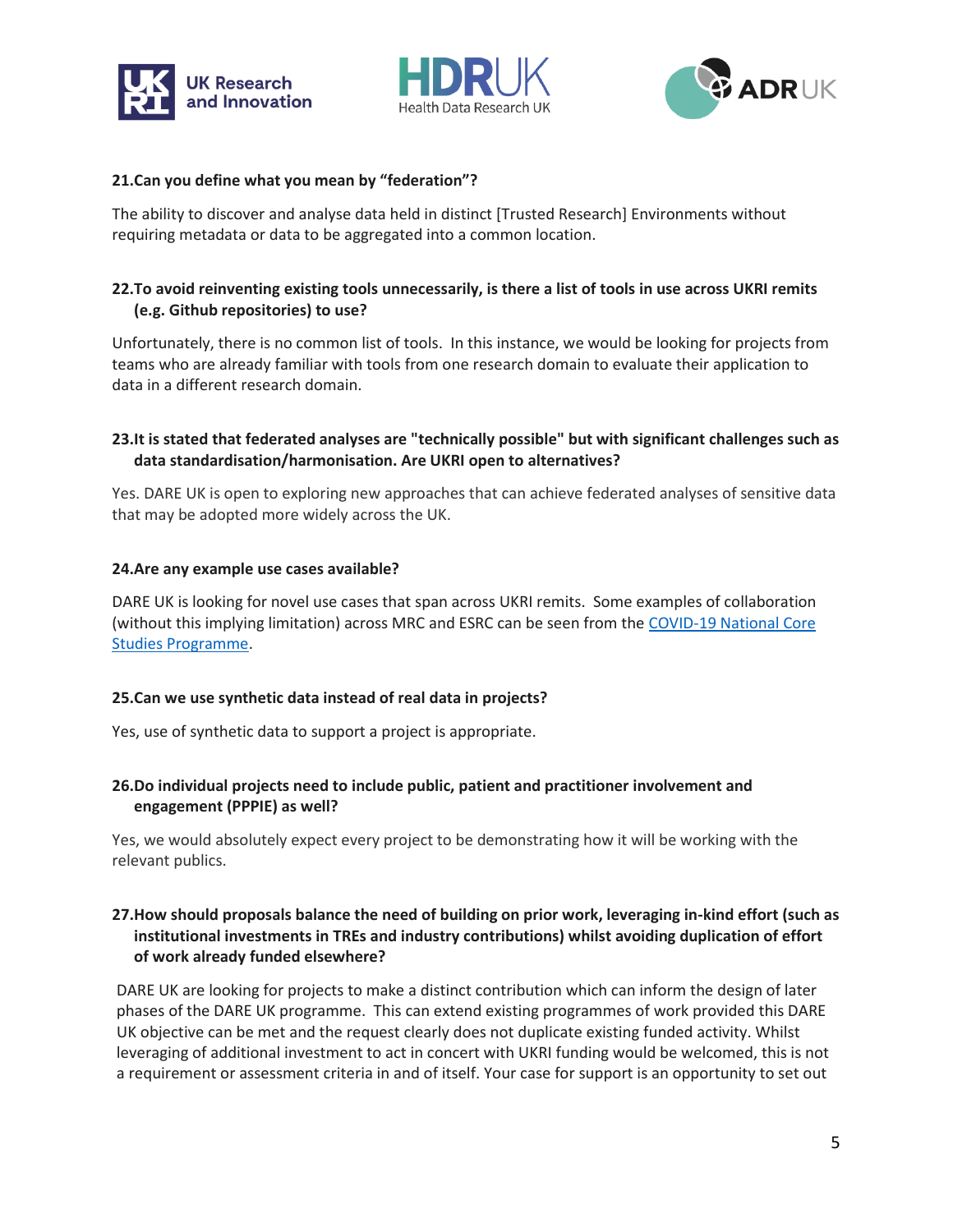**21. Can you define what you mean by "federation"?**

The ability to discover and analyse data held in distinct [Trusted Research] Environments without requiring metadata or data to be aggregated into a common location.

**22. To avoid reinventing existing tools unnecessarily, is there a list of tools in use across UKRI remits (e.g. Github repositories) to use?**

Unfortunately, there is no common list of tools. In this instance, we would be looking for projects from teams who are already familiar with tools from one research domain to evaluate their application to data in a different research domain.

**23. It is stated that federated analyses are "technically possible" but with significant challenges such as data standardisation/harmonisation. Are UKRI open to alternatives?**

Yes. DARE UK is open to exploring new approaches that can achieve federated analyses of sensitive data that may be adopted more widely across the UK.

**24. Are any example use cases available?**

DARE UK is looking for novel use cases that span across UKRI remits. Some examples of collaboration (without this implying limitation) across MRC and ESRC can be seen from the COVID-19 National Core Studies Programme.

**25. Can we use synthetic data instead of real data in projects?**

Yes, use of synthetic data to support a project is appropriate.

**26. Do individual projects need to include public, patient and practitioner involvement and engagement (PPPIE) as well?**

Yes, we would absolutely expect every project to be demonstrating how it will be working with the relevant publics.

**27. How should proposals balance the need of building on prior work, leveraging in-kind effort (such as institutional investments in TREs and industry contributions) whilst avoiding duplication of effort of work already funded elsewhere?**

DARE UK are looking for projects to make a distinct contribution which can inform the design of later phases of the DARE UK programme. This can extend existing programmes of work provided this DARE UK objective can be met and the request clearly does not duplicate existing funded activity. Whilst leveraging of additional investment to act in concert with UKRI funding would be welcomed, this is not a requirement or assessment criteria in and of itself. Your case for support is an opportunity to set out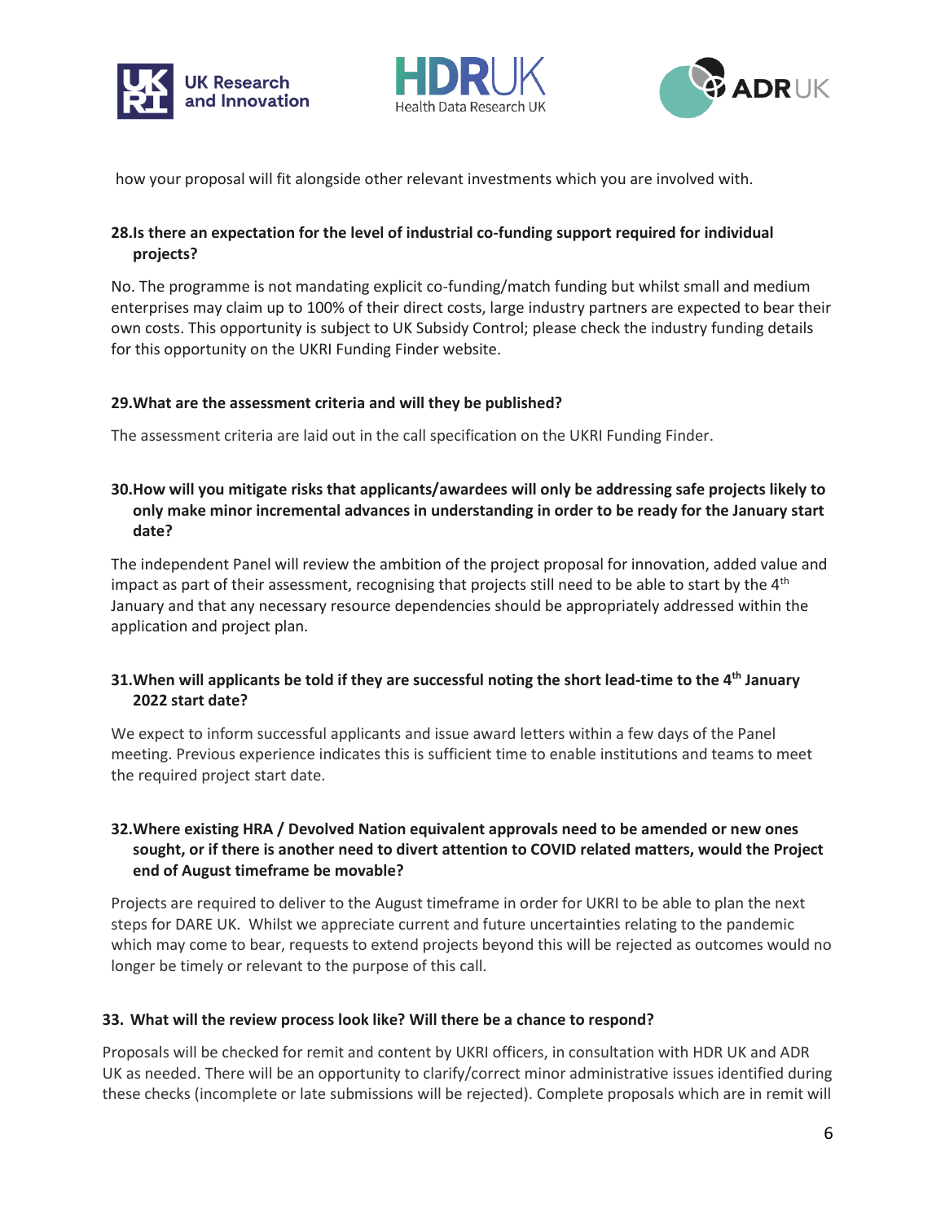how your proposal will fit alongside other relevant investments which you are involved with.

**28. Is there an expectation for the level of industrial co-funding support required for individual projects?**

No. The programme is not mandating explicit co-funding/match funding but whilst small and medium enterprises may claim up to 100% of their direct costs, large industry partners are expected to bear their own costs. This opportunity is subject to UK Subsidy Control; please check the industry funding details for this opportunity on the UKRI Funding Finder website.

**29. What are the assessment criteria and will they be published?**

The assessment criteria are laid out in the call specification on the UKRI Funding Finder.

**30. How will you mitigate risks that applicants/awardees will only be addressing safe projects likely to only make minor incremental advances in understanding in order to be ready for the January start date?**

The independent Panel will review the ambition of the project proposal for innovation, added value and impact as part of their assessment, recognising that projects still need to be able to start by the 4th January and that any necessary resource dependencies should be appropriately addressed within the application and project plan.

**31. When will applicants be told if they are successful noting the short lead-time to the 4th January 2022 start date?**

We expect to inform successful applicants and issue award letters within a few days of the Panel meeting. Previous experience indicates this is sufficient time to enable institutions and teams to meet the required project start date.

**32. Where existing HRA / Devolved Nation equivalent approvals need to be amended or new ones sought, or if there is another need to divert attention to COVID related matters, would the Project end of August timeframe be movable?**

Projects are required to deliver to the August timeframe in order for UKRI to be able to plan the next steps for DARE UK. Whilst we appreciate current and future uncertainties relating to the pandemic which may come to bear, requests to extend projects beyond this will be rejected as outcomes would no longer be timely or relevant to the purpose of this call.

**33. What will the review process look like? Will there be a chance to respond?**

Proposals will be checked for remit and content by UKRI officers, in consultation with HDR UK and ADR UK as needed. There will be an opportunity to clarify/correct minor administrative issues identified during these checks (incomplete or late submissions will be rejected). Complete proposals which are in remit will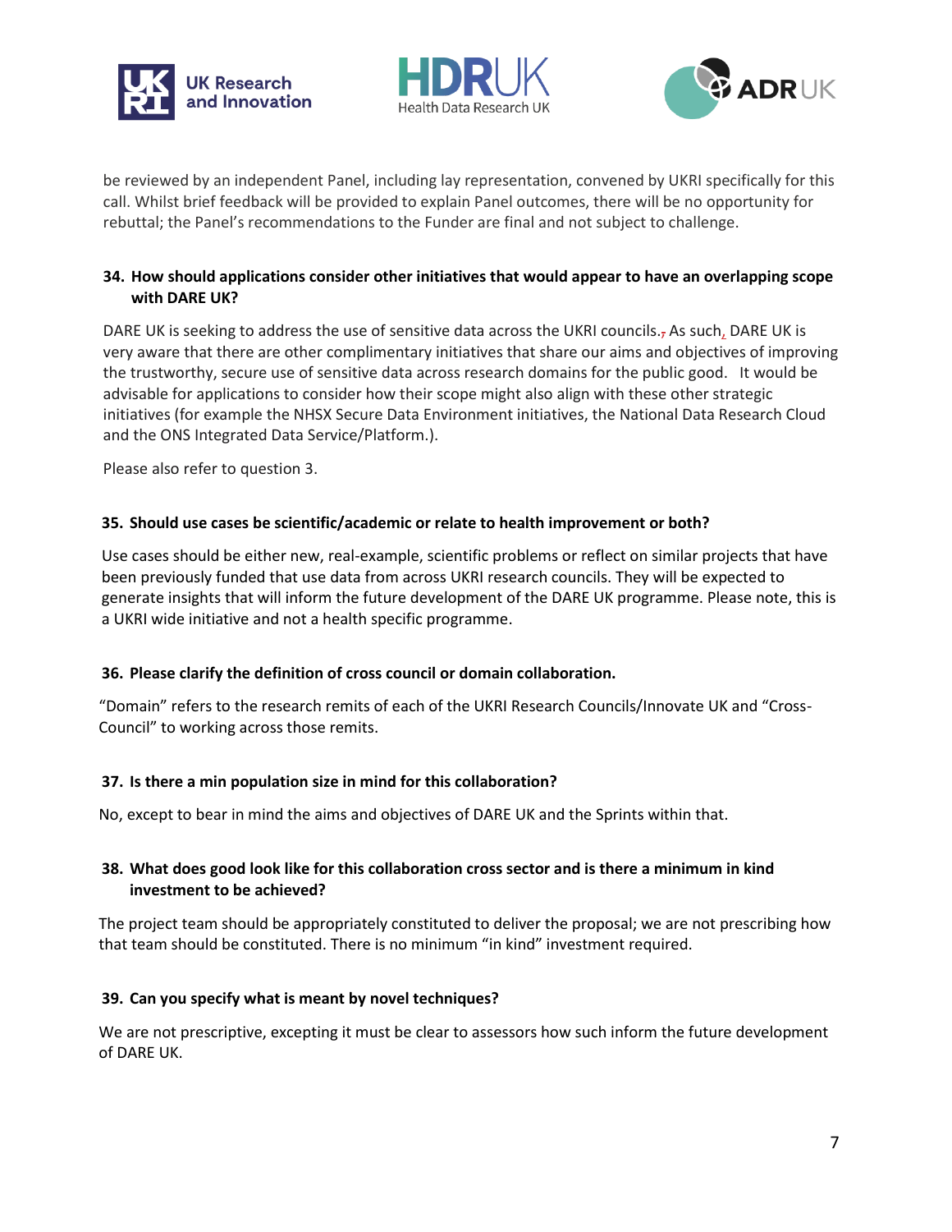be reviewed by an independent Panel, including lay representation, convened by UKRI specifically for this call. Whilst brief feedback will be provided to explain Panel outcomes, there will be no opportunity for rebuttal; the Panel's recommendations to the Funder are final and not subject to challenge.

**34. How should applications consider other initiatives that would appear to have an overlapping scope with DARE UK?**

DARE UK is seeking to address the use of sensitive data across the UKRI councils., As such, DARE UK is very aware that there are other complimentary initiatives that share our aims and objectives of improving the trustworthy, secure use of sensitive data across research domains for the public good. It would be advisable for applications to consider how their scope might also align with these other strategic initiatives (for example the NHSX Secure Data Environment initiatives, the National Data Research Cloud and the ONS Integrated Data Service/Platform.).

Please also refer to question 3.

**35. Should use cases be scientific/academic or relate to health improvement or both?**

Use cases should be either new, real-example, scientific problems or reflect on similar projects that have been previously funded that use data from across UKRI research councils. They will be expected to generate insights that will inform the future development of the DARE UK programme. Please note, this is a UKRI wide initiative and not a health specific programme.

**36. Please clarify the definition of cross council or domain collaboration.**

"Domain" refers to the research remits of each of the UKRI Research Councils/Innovate UK and "Cross-Council" to working across those remits.

**37. Is there a min population size in mind for this collaboration?**

No, except to bear in mind the aims and objectives of DARE UK and the Sprints within that.

**38. What does good look like for this collaboration cross sector and is there a minimum in kind investment to be achieved?**

The project team should be appropriately constituted to deliver the proposal; we are not prescribing how that team should be constituted. There is no minimum "in kind" investment required.

**39. Can you specify what is meant by novel techniques?**

We are not prescriptive, excepting it must be clear to assessors how such inform the future development of DARE UK.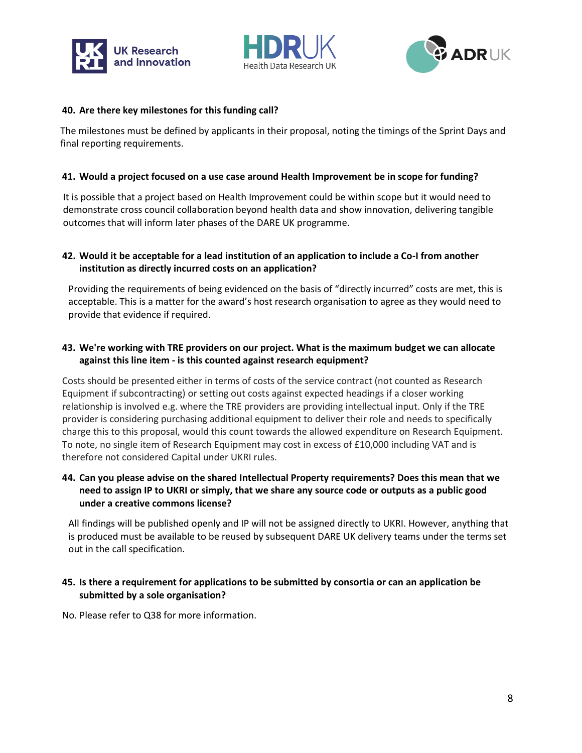**40. Are there key milestones for this funding call?**

The milestones must be defined by applicants in their proposal, noting the timings of the Sprint Days and final reporting requirements.

**41. Would a project focused on a use case around Health Improvement be in scope for funding?**

It is possible that a project based on Health Improvement could be within scope but it would need to demonstrate cross council collaboration beyond health data and show innovation, delivering tangible outcomes that will inform later phases of the DARE UK programme.

**42. Would it be acceptable for a lead institution of an application to include a Co-I from another institution as directly incurred costs on an application?**

Providing the requirements of being evidenced on the basis of "directly incurred" costs are met, this is acceptable. This is a matter for the award's host research organisation to agree as they would need to provide that evidence if required.

**43. We're working with TRE providers on our project. What is the maximum budget we can allocate against this line item - is this counted against research equipment?**

Costs should be presented either in terms of costs of the service contract (not counted as Research Equipment if subcontracting) or setting out costs against expected headings if a closer working relationship is involved e.g. where the TRE providers are providing intellectual input. Only if the TRE provider is considering purchasing additional equipment to deliver their role and needs to specifically charge this to this proposal, would this count towards the allowed expenditure on Research Equipment. To note, no single item of Research Equipment may cost in excess of £10,000 including VAT and is therefore not considered Capital under UKRI rules.

**44. Can you please advise on the shared Intellectual Property requirements? Does this mean that we need to assign IP to UKRI or simply, that we share any source code or outputs as a public good under a creative commons license?**

All findings will be published openly and IP will not be assigned directly to UKRI. However, anything that is produced must be available to be reused by subsequent DARE UK delivery teams under the terms set out in the call specification.

**45. Is there a requirement for applications to be submitted by consortia or can an application be submitted by a sole organisation?**

No. Please refer to Q38 for more information.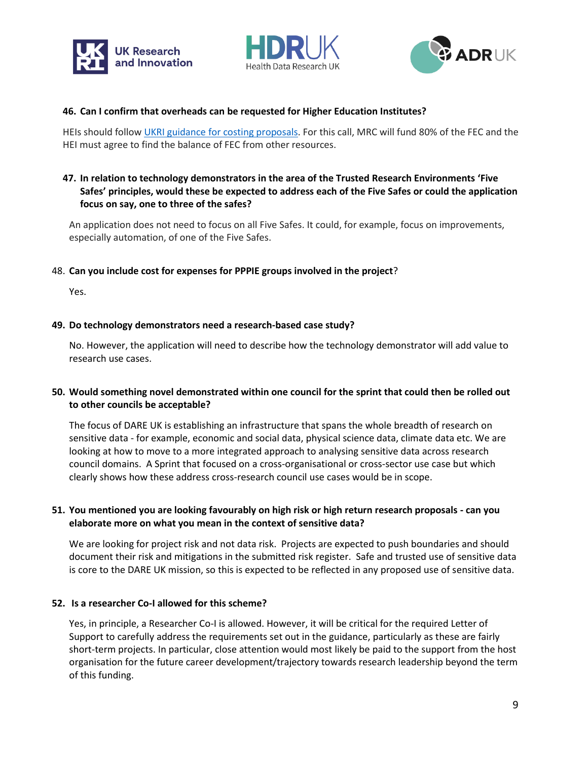**46. Can I confirm that overheads can be requested for Higher Education Institutes?**

HEIs should follow [UKRI guidance for costing proposals](). For this call, MRC will fund 80% of the FEC and the HEI must agree to find the balance of FEC from other resources.

**47. In relation to technology demonstrators in the area of the Trusted Research Environments 'Five Safes' principles, would these be expected to address each of the Five Safes or could the application focus on say, one to three of the safes?**

An application does not need to focus on all Five Safes. It could, for example, focus on improvements, especially automation, of one of the Five Safes.

48. **Can you include cost for expenses for PPPIE groups involved in the project**?

Yes.

**49. Do technology demonstrators need a research-based case study?**

No. However, the application will need to describe how the technology demonstrator will add value to research use cases.

**50. Would something novel demonstrated within one council for the sprint that could then be rolled out to other councils be acceptable?**

The focus of DARE UK is establishing an infrastructure that spans the whole breadth of research on sensitive data - for example, economic and social data, physical science data, climate data etc. We are looking at how to move to a more integrated approach to analysing sensitive data across research council domains. A Sprint that focused on a cross-organisational or cross-sector use case but which clearly shows how these address cross-research council use cases would be in scope.

**51. You mentioned you are looking favourably on high risk or high return research proposals - can you elaborate more on what you mean in the context of sensitive data?**

We are looking for project risk and not data risk. Projects are expected to push boundaries and should document their risk and mitigations in the submitted risk register. Safe and trusted use of sensitive data is core to the DARE UK mission, so this is expected to be reflected in any proposed use of sensitive data.

**52. Is a researcher Co-I allowed for this scheme?**

Yes, in principle, a Researcher Co-I is allowed. However, it will be critical for the required Letter of Support to carefully address the requirements set out in the guidance, particularly as these are fairly short-term projects. In particular, close attention would most likely be paid to the support from the host organisation for the future career development/trajectory towards research leadership beyond the term of this funding.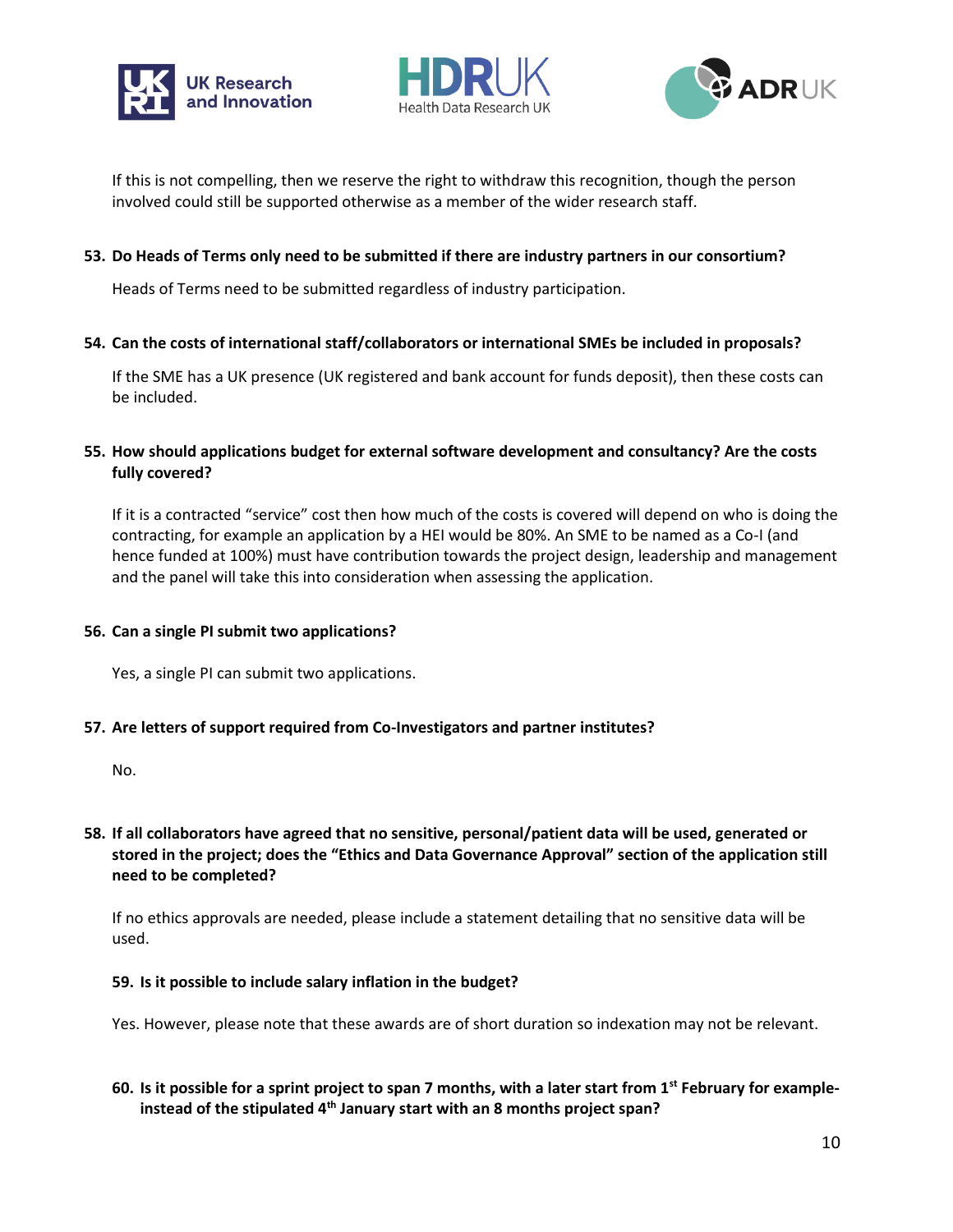If this is not compelling, then we reserve the right to withdraw this recognition, though the person involved could still be supported otherwise as a member of the wider research staff.

**53. Do Heads of Terms only need to be submitted if there are industry partners in our consortium?**

Heads of Terms need to be submitted regardless of industry participation.

**54. Can the costs of international staff/collaborators or international SMEs be included in proposals?**

If the SME has a UK presence (UK registered and bank account for funds deposit), then these costs can be included.

**55. How should applications budget for external software development and consultancy? Are the costs fully covered?**

If it is a contracted "service" cost then how much of the costs is covered will depend on who is doing the contracting, for example an application by a HEI would be 80%. An SME to be named as a Co-I (and hence funded at 100%) must have contribution towards the project design, leadership and management and the panel will take this into consideration when assessing the application.

**56. Can a single PI submit two applications?**

Yes, a single PI can submit two applications.

**57. Are letters of support required from Co-Investigators and partner institutes?**

No.

**58. If all collaborators have agreed that no sensitive, personal/patient data will be used, generated or stored in the project; does the "Ethics and Data Governance Approval" section of the application still need to be completed?**

If no ethics approvals are needed, please include a statement detailing that no sensitive data will be used.

**59. Is it possible to include salary inflation in the budget?**

Yes. However, please note that these awards are of short duration so indexation may not be relevant.

**60. Is it possible for a sprint project to span 7 months, with a later start from 1st February for example- instead of the stipulated 4th January start with an 8 months project span?**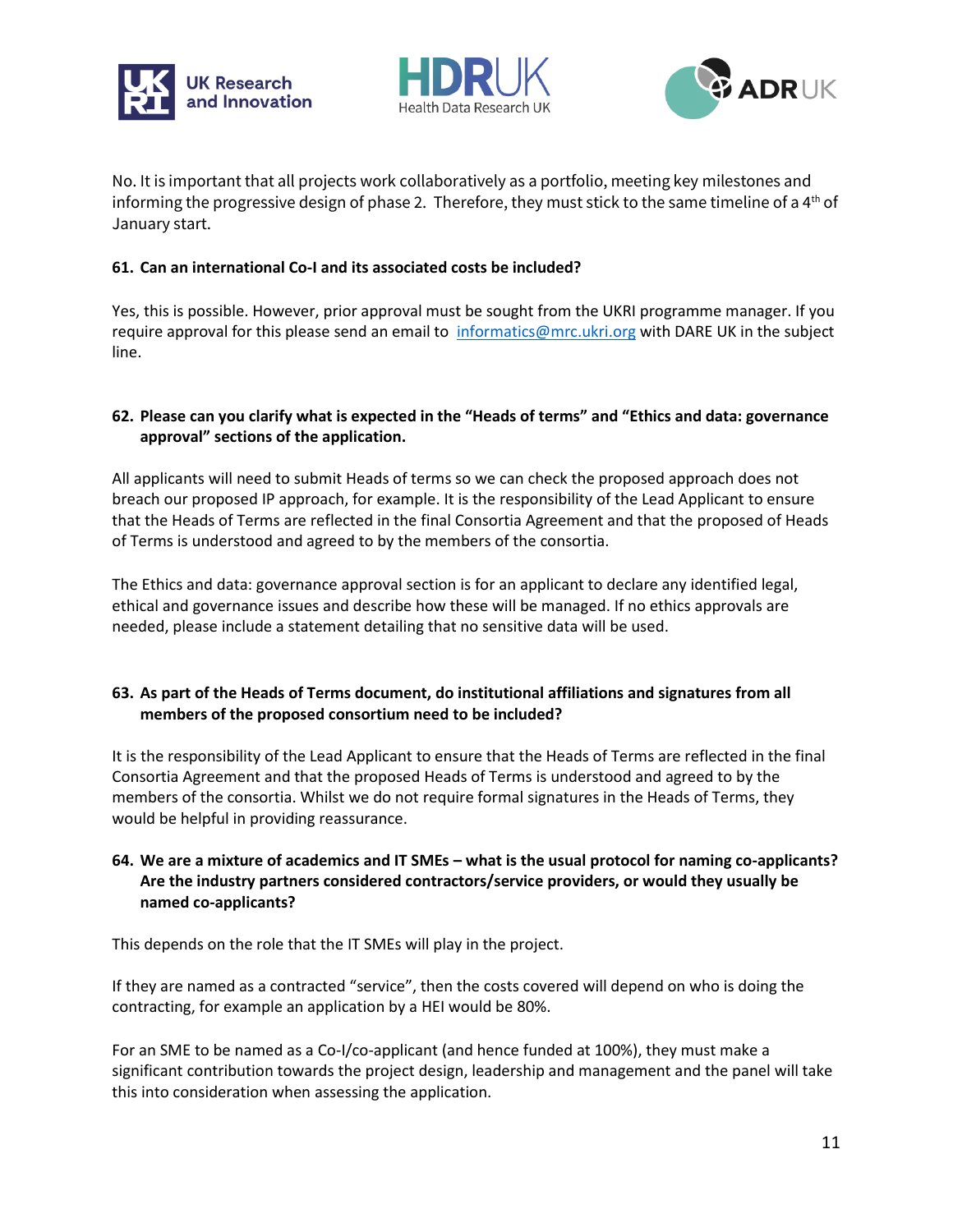No. It is important that all projects work collaboratively as a portfolio, meeting key milestones and informing the progressive design of phase 2. Therefore, they must stick to the same timeline of a 4th of January start.

**61. Can an international Co-I and its associated costs be included?**

Yes, this is possible. However, prior approval must be sought from the UKRI programme manager. If you require approval for this please send an email to [informatics@mrc.ukri.org](mailto:informatics@mrc.ukri.org) with DARE UK in the subject line.

**62. Please can you clarify what is expected in the "Heads of terms" and "Ethics and data: governance approval" sections of the application.**

All applicants will need to submit Heads of terms so we can check the proposed approach does not breach our proposed IP approach, for example. It is the responsibility of the Lead Applicant to ensure that the Heads of Terms are reflected in the final Consortia Agreement and that the proposed of Heads of Terms is understood and agreed to by the members of the consortia.

The Ethics and data: governance approval section is for an applicant to declare any identified legal, ethical and governance issues and describe how these will be managed. If no ethics approvals are needed, please include a statement detailing that no sensitive data will be used.

**63. As part of the Heads of Terms document, do institutional affiliations and signatures from all members of the proposed consortium need to be included?**

It is the responsibility of the Lead Applicant to ensure that the Heads of Terms are reflected in the final Consortia Agreement and that the proposed Heads of Terms is understood and agreed to by the members of the consortia. Whilst we do not require formal signatures in the Heads of Terms, they would be helpful in providing reassurance.

**64. We are a mixture of academics and IT SMEs – what is the usual protocol for naming co-applicants? Are the industry partners considered contractors/service providers, or would they usually be named co-applicants?**

This depends on the role that the IT SMEs will play in the project.

If they are named as a contracted "service", then the costs covered will depend on who is doing the contracting, for example an application by a HEI would be 80%.

For an SME to be named as a Co-I/co-applicant (and hence funded at 100%), they must make a significant contribution towards the project design, leadership and management and the panel will take this into consideration when assessing the application.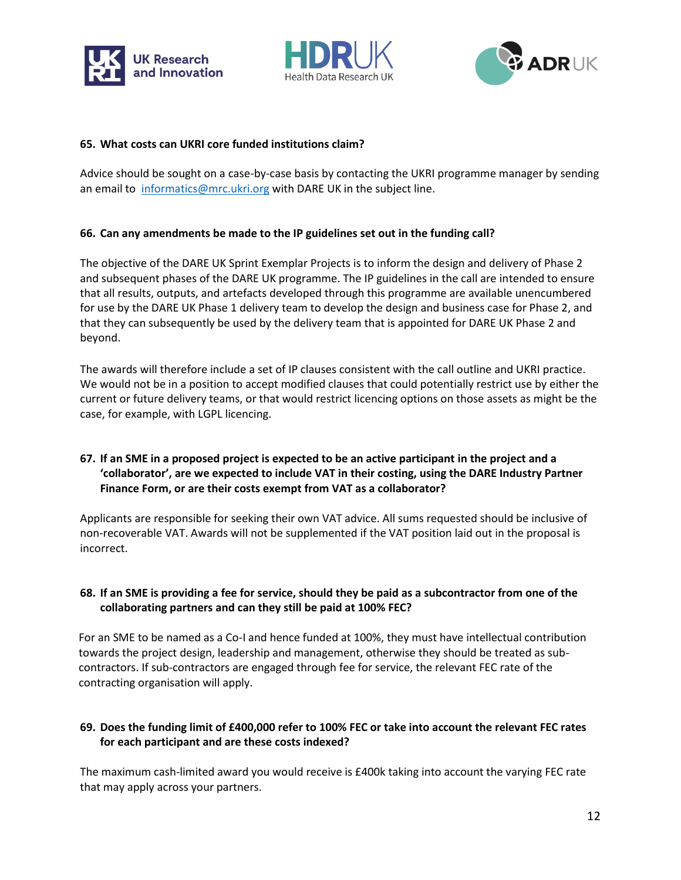### 65. What costs can UKRI core funded institutions claim?

Advice should be sought on a case-by-case basis by contacting the UKRI programme manager by sending an email to [informatics@mrc.ukri.org](mailto:informatics@mrc.ukri.org) with DARE UK in the subject line.

### 66. Can any amendments be made to the IP guidelines set out in the funding call?

The objective of the DARE UK Sprint Exemplar Projects is to inform the design and delivery of Phase 2 and subsequent phases of the DARE UK programme. The IP guidelines in the call are intended to ensure that all results, outputs, and artefacts developed through this programme are available unencumbered for use by the DARE UK Phase 1 delivery team to develop the design and business case for Phase 2, and that they can subsequently be used by the delivery team that is appointed for DARE UK Phase 2 and beyond.

The awards will therefore include a set of IP clauses consistent with the call outline and UKRI practice. We would not be in a position to accept modified clauses that could potentially restrict use by either the current or future delivery teams, or that would restrict licencing options on those assets as might be the case, for example, with LGPL licencing.

### 67. If an SME in a proposed project is expected to be an active participant in the project and a 'collaborator', are we expected to include VAT in their costing, using the DARE Industry Partner Finance Form, or are their costs exempt from VAT as a collaborator?

Applicants are responsible for seeking their own VAT advice. All sums requested should be inclusive of non-recoverable VAT. Awards will not be supplemented if the VAT position laid out in the proposal is incorrect.

### 68. If an SME is providing a fee for service, should they be paid as a subcontractor from one of the collaborating partners and can they still be paid at 100% FEC?

For an SME to be named as a Co-I and hence funded at 100%, they must have intellectual contribution towards the project design, leadership and management, otherwise they should be treated as sub-contractors. If sub-contractors are engaged through fee for service, the relevant FEC rate of the contracting organisation will apply.

### 69. Does the funding limit of £400,000 refer to 100% FEC or take into account the relevant FEC rates for each participant and are these costs indexed?

The maximum cash-limited award you would receive is £400k taking into account the varying FEC rate that may apply across your partners.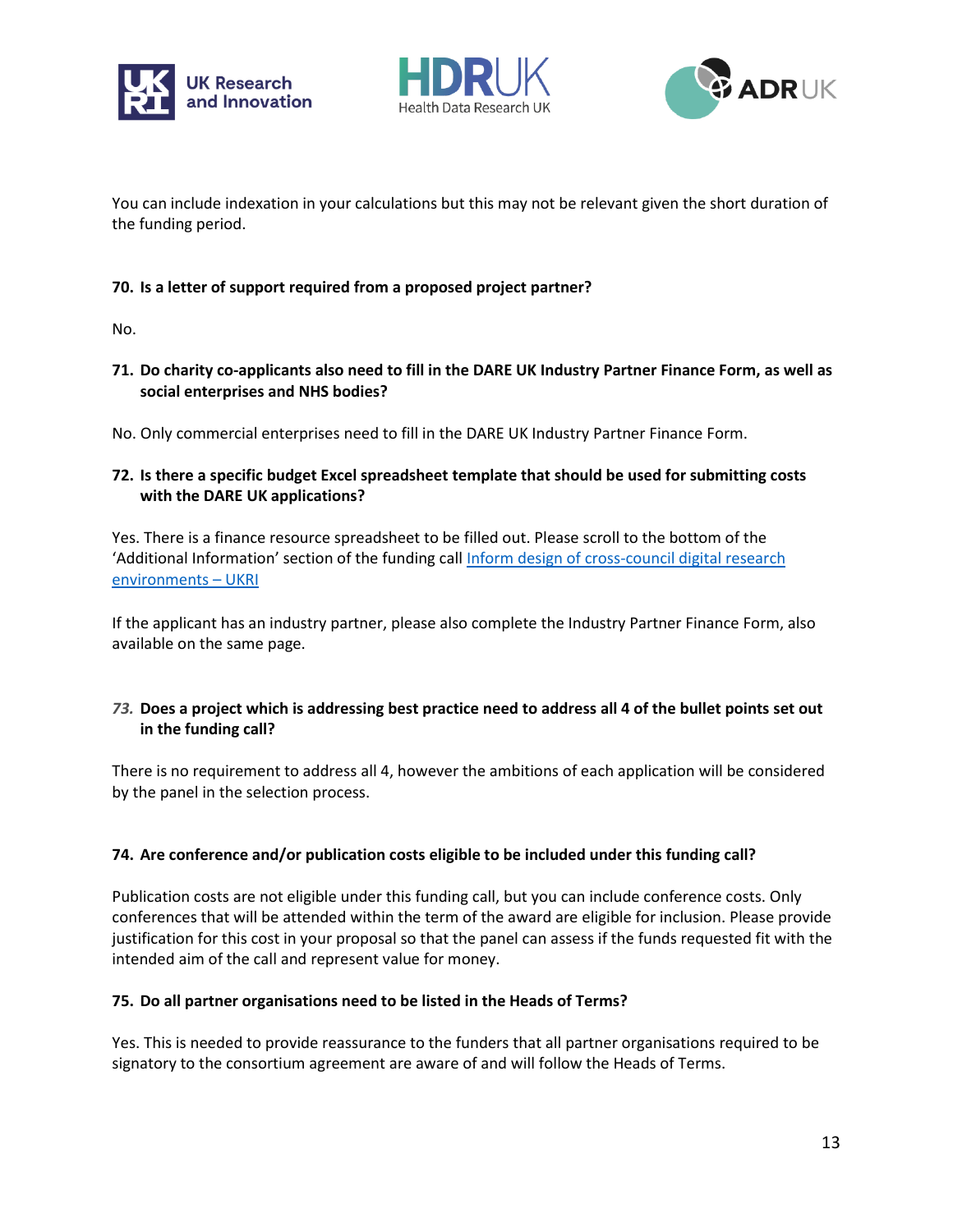You can include indexation in your calculations but this may not be relevant given the short duration of the funding period.

**70. Is a letter of support required from a proposed project partner?**

No.

**71. Do charity co-applicants also need to fill in the DARE UK Industry Partner Finance Form, as well as social enterprises and NHS bodies?**

No. Only commercial enterprises need to fill in the DARE UK Industry Partner Finance Form.

**72. Is there a specific budget Excel spreadsheet template that should be used for submitting costs with the DARE UK applications?**

Yes. There is a finance resource spreadsheet to be filled out. Please scroll to the bottom of the 'Additional Information' section of the funding call [Inform design of cross-council digital research environments – UKRI]

If the applicant has an industry partner, please also complete the Industry Partner Finance Form, also available on the same page.

**73. Does a project which is addressing best practice need to address all 4 of the bullet points set out in the funding call?**

There is no requirement to address all 4, however the ambitions of each application will be considered by the panel in the selection process.

**74. Are conference and/or publication costs eligible to be included under this funding call?**

Publication costs are not eligible under this funding call, but you can include conference costs. Only conferences that will be attended within the term of the award are eligible for inclusion. Please provide justification for this cost in your proposal so that the panel can assess if the funds requested fit with the intended aim of the call and represent value for money.

**75. Do all partner organisations need to be listed in the Heads of Terms?**

Yes. This is needed to provide reassurance to the funders that all partner organisations required to be signatory to the consortium agreement are aware of and will follow the Heads of Terms.